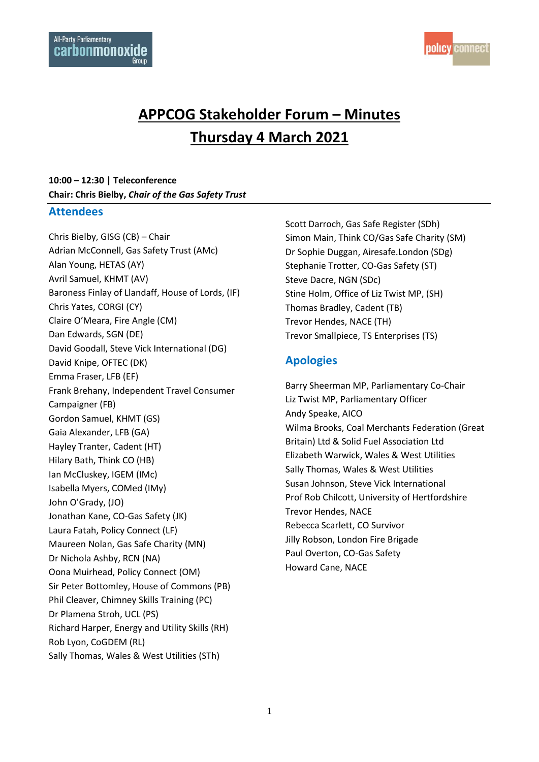# APPCOG Stakeholder Forum – Minutes

# Thursday 4 March 2021

**10:00 – 12:30 | Teleconference**

**Chair: Chris Bielby, *Chair of the Gas Safety Trust***

## Attendees

Chris Bielby, GISG (CB) – Chair
Adrian McConnell, Gas Safety Trust (AMc)
Alan Young, HETAS (AY)
Avril Samuel, KHMT (AV)
Baroness Finlay of Llandaff, House of Lords, (IF)
Chris Yates, CORGI (CY)
Claire O'Meara, Fire Angle (CM)
Dan Edwards, SGN (DE)
David Goodall, Steve Vick International (DG)
David Knipe, OFTEC (DK)
Emma Fraser, LFB (EF)
Frank Brehany, Independent Travel Consumer Campaigner (FB)
Gordon Samuel, KHMT (GS)
Gaia Alexander, LFB (GA)
Hayley Tranter, Cadent (HT)
Hilary Bath, Think CO (HB)
Ian McCluskey, IGEM (IMc)
Isabella Myers, COMed (IMy)
John O'Grady, (JO)
Jonathan Kane, CO-Gas Safety (JK)
Laura Fatah, Policy Connect (LF)
Maureen Nolan, Gas Safe Charity (MN)
Dr Nichola Ashby, RCN (NA)
Oona Muirhead, Policy Connect (OM)
Sir Peter Bottomley, House of Commons (PB)
Phil Cleaver, Chimney Skills Training (PC)
Dr Plamena Stroh, UCL (PS)
Richard Harper, Energy and Utility Skills (RH)
Rob Lyon, CoGDEM (RL)
Sally Thomas, Wales & West Utilities (STh)
Scott Darroch, Gas Safe Register (SDh)
Simon Main, Think CO/Gas Safe Charity (SM)
Dr Sophie Duggan, Airesafe.London (SDg)
Stephanie Trotter, CO-Gas Safety (ST)
Steve Dacre, NGN (SDc)
Stine Holm, Office of Liz Twist MP, (SH)
Thomas Bradley, Cadent (TB)
Trevor Hendes, NACE (TH)
Trevor Smallpiece, TS Enterprises (TS)

## Apologies

Barry Sheerman MP, Parliamentary Co-Chair
Liz Twist MP, Parliamentary Officer
Andy Speake, AICO
Wilma Brooks, Coal Merchants Federation (Great Britain) Ltd & Solid Fuel Association Ltd
Elizabeth Warwick, Wales & West Utilities
Sally Thomas, Wales & West Utilities
Susan Johnson, Steve Vick International
Prof Rob Chilcott, University of Hertfordshire
Trevor Hendes, NACE
Rebecca Scarlett, CO Survivor
Jilly Robson, London Fire Brigade
Paul Overton, CO-Gas Safety
Howard Cane, NACE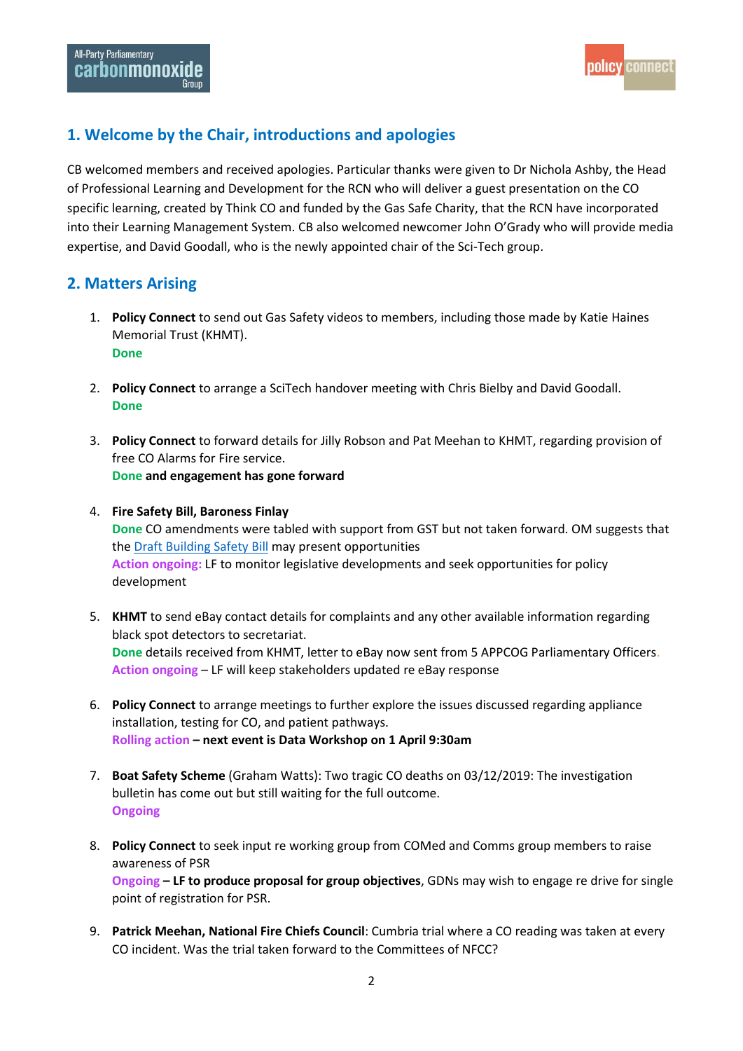## 1. Welcome by the Chair, introductions and apologies

CB welcomed members and received apologies. Particular thanks were given to Dr Nichola Ashby, the Head of Professional Learning and Development for the RCN who will deliver a guest presentation on the CO specific learning, created by Think CO and funded by the Gas Safe Charity, that the RCN have incorporated into their Learning Management System. CB also welcomed newcomer John O'Grady who will provide media expertise, and David Goodall, who is the newly appointed chair of the Sci-Tech group.

## 2. Matters Arising

1. **Policy Connect** to send out Gas Safety videos to members, including those made by Katie Haines Memorial Trust (KHMT).
   **Done**

2. **Policy Connect** to arrange a SciTech handover meeting with Chris Bielby and David Goodall.
   **Done**

3. **Policy Connect** to forward details for Jilly Robson and Pat Meehan to KHMT, regarding provision of free CO Alarms for Fire service.
   **Done and engagement has gone forward**

4. **Fire Safety Bill, Baroness Finlay**
   **Done** CO amendments were tabled with support from GST but not taken forward. OM suggests that the Draft Building Safety Bill may present opportunities
   **Action ongoing:** LF to monitor legislative developments and seek opportunities for policy development

5. **KHMT** to send eBay contact details for complaints and any other available information regarding black spot detectors to secretariat.
   **Done** details received from KHMT, letter to eBay now sent from 5 APPCOG Parliamentary Officers.
   **Action ongoing** – LF will keep stakeholders updated re eBay response

6. **Policy Connect** to arrange meetings to further explore the issues discussed regarding appliance installation, testing for CO, and patient pathways.
   **Rolling action – next event is Data Workshop on 1 April 9:30am**

7. **Boat Safety Scheme** (Graham Watts): Two tragic CO deaths on 03/12/2019: The investigation bulletin has come out but still waiting for the full outcome.
   **Ongoing**

8. **Policy Connect** to seek input re working group from COMed and Comms group members to raise awareness of PSR
   **Ongoing – LF to produce proposal for group objectives**, GDNs may wish to engage re drive for single point of registration for PSR.

9. **Patrick Meehan, National Fire Chiefs Council**: Cumbria trial where a CO reading was taken at every CO incident. Was the trial taken forward to the Committees of NFCC?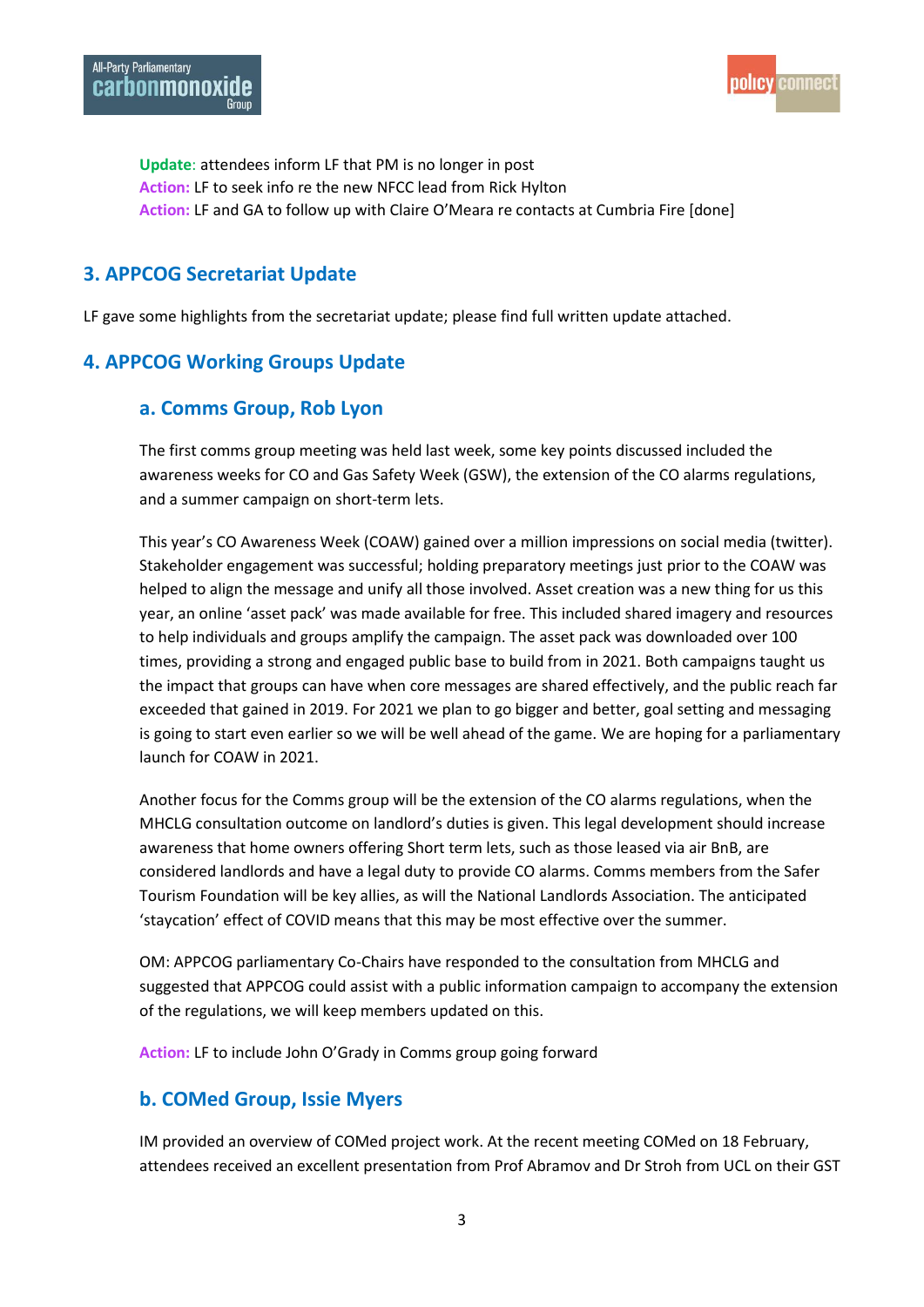**Update**: attendees inform LF that PM is no longer in post
**Action:** LF to seek info re the new NFCC lead from Rick Hylton
**Action:** LF and GA to follow up with Claire O'Meara re contacts at Cumbria Fire [done]

## 3. APPCOG Secretariat Update

LF gave some highlights from the secretariat update; please find full written update attached.

## 4. APPCOG Working Groups Update

### a. Comms Group, Rob Lyon

The first comms group meeting was held last week, some key points discussed included the awareness weeks for CO and Gas Safety Week (GSW), the extension of the CO alarms regulations, and a summer campaign on short-term lets.

This year's CO Awareness Week (COAW) gained over a million impressions on social media (twitter). Stakeholder engagement was successful; holding preparatory meetings just prior to the COAW was helped to align the message and unify all those involved. Asset creation was a new thing for us this year, an online 'asset pack' was made available for free. This included shared imagery and resources to help individuals and groups amplify the campaign. The asset pack was downloaded over 100 times, providing a strong and engaged public base to build from in 2021. Both campaigns taught us the impact that groups can have when core messages are shared effectively, and the public reach far exceeded that gained in 2019. For 2021 we plan to go bigger and better, goal setting and messaging is going to start even earlier so we will be well ahead of the game. We are hoping for a parliamentary launch for COAW in 2021.

Another focus for the Comms group will be the extension of the CO alarms regulations, when the MHCLG consultation outcome on landlord's duties is given. This legal development should increase awareness that home owners offering Short term lets, such as those leased via air BnB, are considered landlords and have a legal duty to provide CO alarms. Comms members from the Safer Tourism Foundation will be key allies, as will the National Landlords Association. The anticipated 'staycation' effect of COVID means that this may be most effective over the summer.

OM: APPCOG parliamentary Co-Chairs have responded to the consultation from MHCLG and suggested that APPCOG could assist with a public information campaign to accompany the extension of the regulations, we will keep members updated on this.

**Action:** LF to include John O'Grady in Comms group going forward

### b. COMed Group, Issie Myers

IM provided an overview of COMed project work. At the recent meeting COMed on 18 February, attendees received an excellent presentation from Prof Abramov and Dr Stroh from UCL on their GST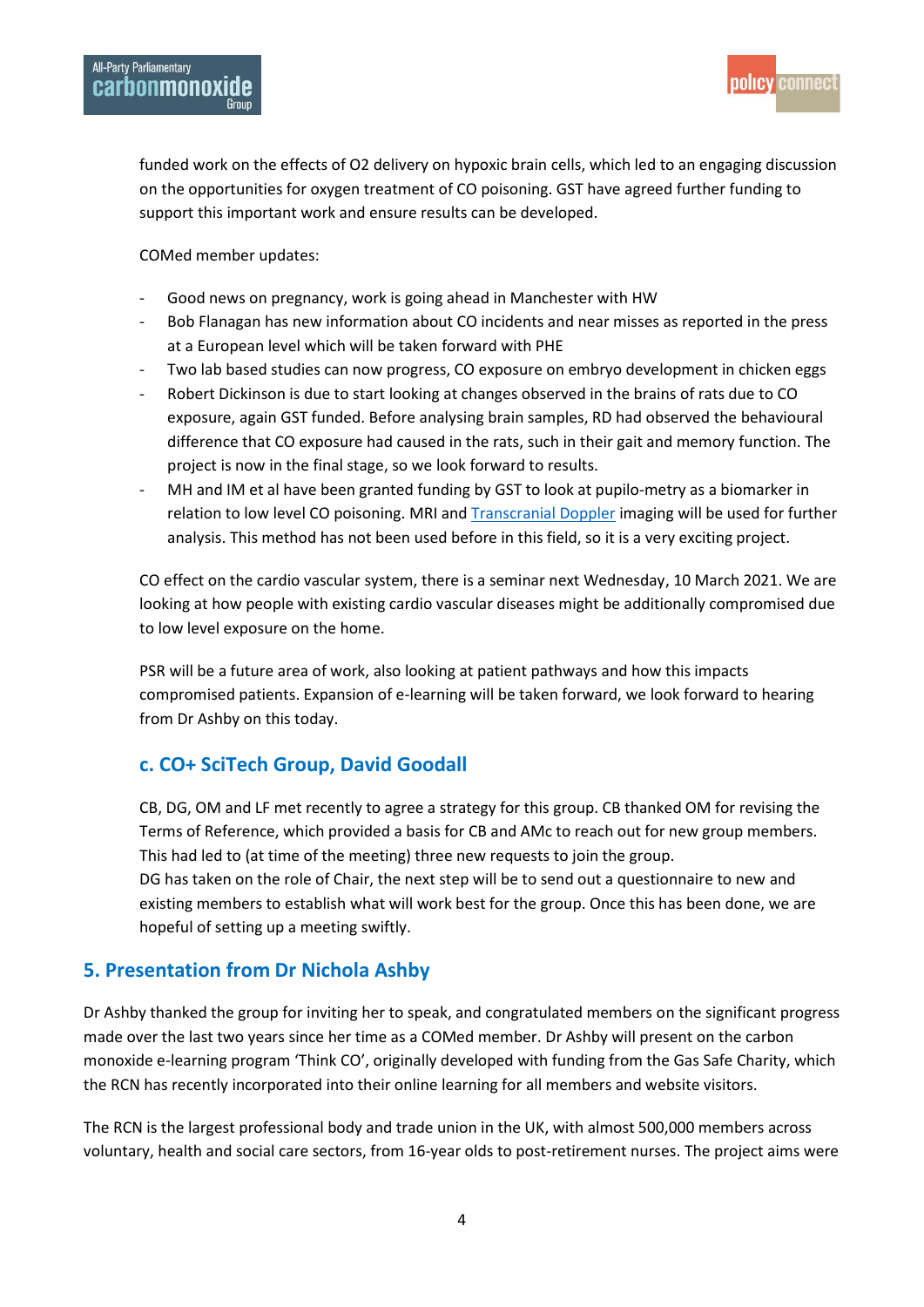funded work on the effects of $O_2$ delivery on hypoxic brain cells, which led to an engaging discussion on the opportunities for oxygen treatment of CO poisoning. GST have agreed further funding to support this important work and ensure results can be developed.

COMed member updates:

- Good news on pregnancy, work is going ahead in Manchester with HW
- Bob Flanagan has new information about CO incidents and near misses as reported in the press at a European level which will be taken forward with PHE
- Two lab based studies can now progress, CO exposure on embryo development in chicken eggs
- Robert Dickinson is due to start looking at changes observed in the brains of rats due to CO exposure, again GST funded. Before analysing brain samples, RD had observed the behavioural difference that CO exposure had caused in the rats, such in their gait and memory function. The project is now in the final stage, so we look forward to results.
- MH and IM et al have been granted funding by GST to look at pupilo-metry as a biomarker in relation to low level CO poisoning. MRI and Transcranial Doppler imaging will be used for further analysis. This method has not been used before in this field, so it is a very exciting project.

CO effect on the cardio vascular system, there is a seminar next Wednesday, 10 March 2021. We are looking at how people with existing cardio vascular diseases might be additionally compromised due to low level exposure on the home.

PSR will be a future area of work, also looking at patient pathways and how this impacts compromised patients. Expansion of e-learning will be taken forward, we look forward to hearing from Dr Ashby on this today.

### c. CO+ SciTech Group, David Goodall

CB, DG, OM and LF met recently to agree a strategy for this group. CB thanked OM for revising the Terms of Reference, which provided a basis for CB and AMc to reach out for new group members. This had led to (at time of the meeting) three new requests to join the group.
DG has taken on the role of Chair, the next step will be to send out a questionnaire to new and existing members to establish what will work best for the group. Once this has been done, we are hopeful of setting up a meeting swiftly.

## 5. Presentation from Dr Nichola Ashby

Dr Ashby thanked the group for inviting her to speak, and congratulated members on the significant progress made over the last two years since her time as a COMed member. Dr Ashby will present on the carbon monoxide e-learning program 'Think CO', originally developed with funding from the Gas Safe Charity, which the RCN has recently incorporated into their online learning for all members and website visitors.

The RCN is the largest professional body and trade union in the UK, with almost 500,000 members across voluntary, health and social care sectors, from 16-year olds to post-retirement nurses. The project aims were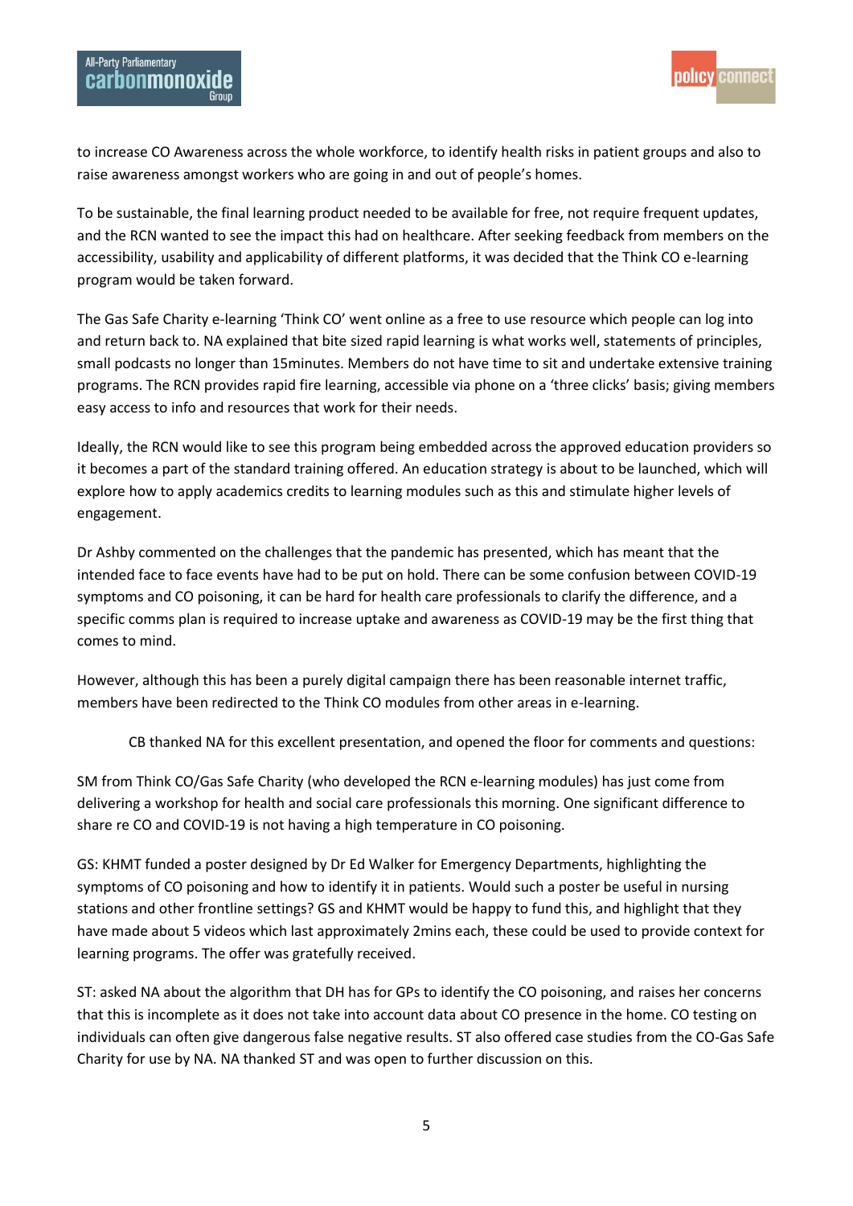to increase CO Awareness across the whole workforce, to identify health risks in patient groups and also to raise awareness amongst workers who are going in and out of people's homes.

To be sustainable, the final learning product needed to be available for free, not require frequent updates, and the RCN wanted to see the impact this had on healthcare. After seeking feedback from members on the accessibility, usability and applicability of different platforms, it was decided that the Think CO e-learning program would be taken forward.

The Gas Safe Charity e-learning 'Think CO' went online as a free to use resource which people can log into and return back to. NA explained that bite sized rapid learning is what works well, statements of principles, small podcasts no longer than 15minutes. Members do not have time to sit and undertake extensive training programs. The RCN provides rapid fire learning, accessible via phone on a 'three clicks' basis; giving members easy access to info and resources that work for their needs.

Ideally, the RCN would like to see this program being embedded across the approved education providers so it becomes a part of the standard training offered. An education strategy is about to be launched, which will explore how to apply academics credits to learning modules such as this and stimulate higher levels of engagement.

Dr Ashby commented on the challenges that the pandemic has presented, which has meant that the intended face to face events have had to be put on hold. There can be some confusion between COVID-19 symptoms and CO poisoning, it can be hard for health care professionals to clarify the difference, and a specific comms plan is required to increase uptake and awareness as COVID-19 may be the first thing that comes to mind.

However, although this has been a purely digital campaign there has been reasonable internet traffic, members have been redirected to the Think CO modules from other areas in e-learning.

CB thanked NA for this excellent presentation, and opened the floor for comments and questions:

SM from Think CO/Gas Safe Charity (who developed the RCN e-learning modules) has just come from delivering a workshop for health and social care professionals this morning. One significant difference to share re CO and COVID-19 is not having a high temperature in CO poisoning.

GS: KHMT funded a poster designed by Dr Ed Walker for Emergency Departments, highlighting the symptoms of CO poisoning and how to identify it in patients. Would such a poster be useful in nursing stations and other frontline settings? GS and KHMT would be happy to fund this, and highlight that they have made about 5 videos which last approximately 2mins each, these could be used to provide context for learning programs. The offer was gratefully received.

ST: asked NA about the algorithm that DH has for GPs to identify the CO poisoning, and raises her concerns that this is incomplete as it does not take into account data about CO presence in the home. CO testing on individuals can often give dangerous false negative results. ST also offered case studies from the CO-Gas Safe Charity for use by NA. NA thanked ST and was open to further discussion on this.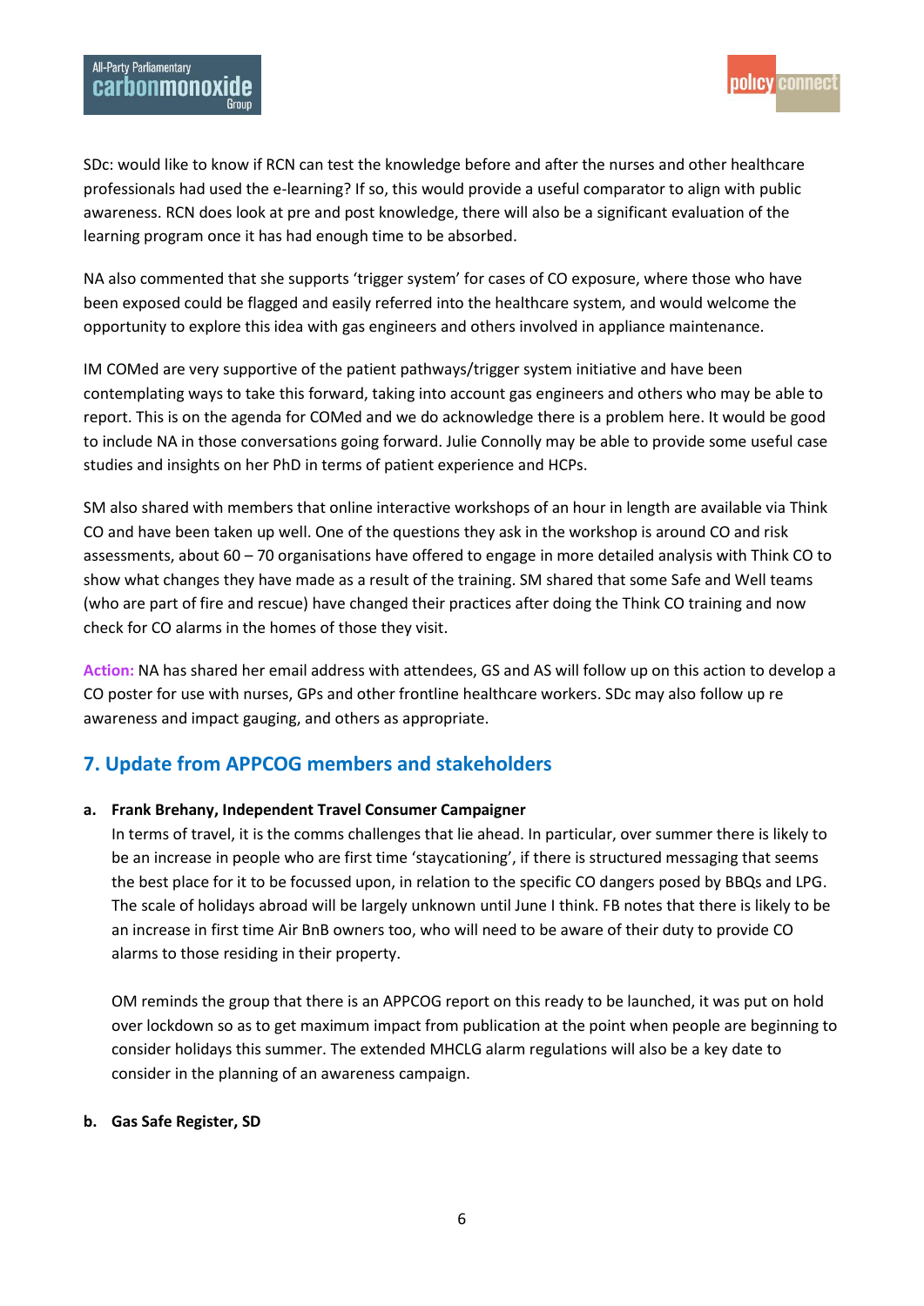SDc: would like to know if RCN can test the knowledge before and after the nurses and other healthcare professionals had used the e-learning? If so, this would provide a useful comparator to align with public awareness. RCN does look at pre and post knowledge, there will also be a significant evaluation of the learning program once it has had enough time to be absorbed.

NA also commented that she supports 'trigger system' for cases of CO exposure, where those who have been exposed could be flagged and easily referred into the healthcare system, and would welcome the opportunity to explore this idea with gas engineers and others involved in appliance maintenance.

IM COMed are very supportive of the patient pathways/trigger system initiative and have been contemplating ways to take this forward, taking into account gas engineers and others who may be able to report. This is on the agenda for COMed and we do acknowledge there is a problem here. It would be good to include NA in those conversations going forward. Julie Connolly may be able to provide some useful case studies and insights on her PhD in terms of patient experience and HCPs.

SM also shared with members that online interactive workshops of an hour in length are available via Think CO and have been taken up well. One of the questions they ask in the workshop is around CO and risk assessments, about 60 – 70 organisations have offered to engage in more detailed analysis with Think CO to show what changes they have made as a result of the training. SM shared that some Safe and Well teams (who are part of fire and rescue) have changed their practices after doing the Think CO training and now check for CO alarms in the homes of those they visit.

**Action:** NA has shared her email address with attendees, GS and AS will follow up on this action to develop a CO poster for use with nurses, GPs and other frontline healthcare workers. SDc may also follow up re awareness and impact gauging, and others as appropriate.

## 7. Update from APPCOG members and stakeholders

**a. Frank Brehany, Independent Travel Consumer Campaigner**

In terms of travel, it is the comms challenges that lie ahead. In particular, over summer there is likely to be an increase in people who are first time 'staycationing', if there is structured messaging that seems the best place for it to be focussed upon, in relation to the specific CO dangers posed by BBQs and LPG. The scale of holidays abroad will be largely unknown until June I think. FB notes that there is likely to be an increase in first time Air BnB owners too, who will need to be aware of their duty to provide CO alarms to those residing in their property.

OM reminds the group that there is an APPCOG report on this ready to be launched, it was put on hold over lockdown so as to get maximum impact from publication at the point when people are beginning to consider holidays this summer. The extended MHCLG alarm regulations will also be a key date to consider in the planning of an awareness campaign.

**b. Gas Safe Register, SD**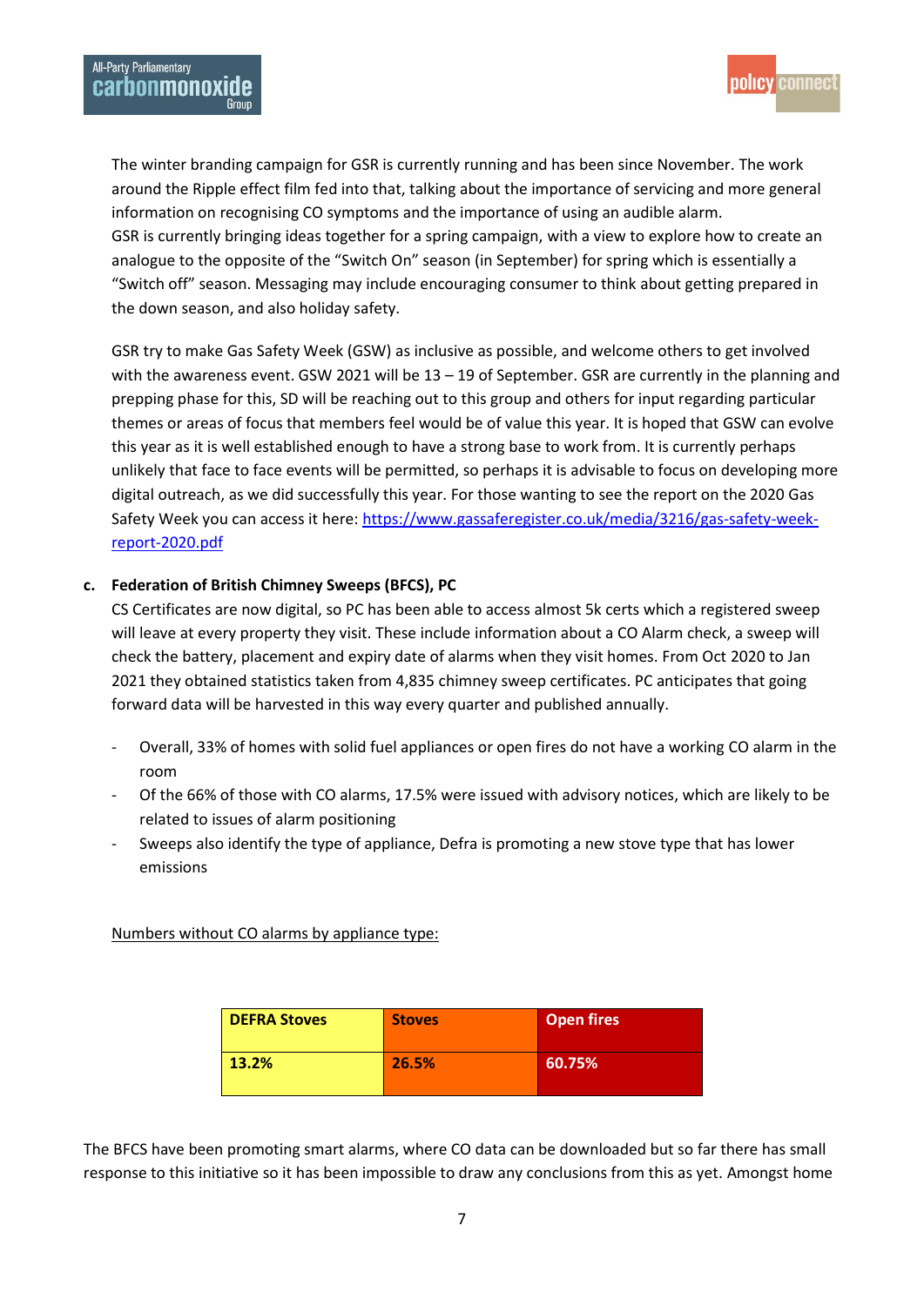The winter branding campaign for GSR is currently running and has been since November. The work around the Ripple effect film fed into that, talking about the importance of servicing and more general information on recognising CO symptoms and the importance of using an audible alarm.
GSR is currently bringing ideas together for a spring campaign, with a view to explore how to create an analogue to the opposite of the "Switch On" season (in September) for spring which is essentially a "Switch off" season. Messaging may include encouraging consumer to think about getting prepared in the down season, and also holiday safety.

GSR try to make Gas Safety Week (GSW) as inclusive as possible, and welcome others to get involved with the awareness event. GSW 2021 will be 13 – 19 of September. GSR are currently in the planning and prepping phase for this, SD will be reaching out to this group and others for input regarding particular themes or areas of focus that members feel would be of value this year. It is hoped that GSW can evolve this year as it is well established enough to have a strong base to work from. It is currently perhaps unlikely that face to face events will be permitted, so perhaps it is advisable to focus on developing more digital outreach, as we did successfully this year. For those wanting to see the report on the 2020 Gas Safety Week you can access it here: [https://www.gassaferegister.co.uk/media/3216/gas-safety-week-report-2020.pdf](https://www.gassaferegister.co.uk/media/3216/gas-safety-week-report-2020.pdf)

**c. Federation of British Chimney Sweeps (BFCS), PC**

CS Certificates are now digital, so PC has been able to access almost 5k certs which a registered sweep will leave at every property they visit. These include information about a CO Alarm check, a sweep will check the battery, placement and expiry date of alarms when they visit homes. From Oct 2020 to Jan 2021 they obtained statistics taken from 4,835 chimney sweep certificates. PC anticipates that going forward data will be harvested in this way every quarter and published annually.

- Overall, 33% of homes with solid fuel appliances or open fires do not have a working CO alarm in the room
- Of the 66% of those with CO alarms, 17.5% were issued with advisory notices, which are likely to be related to issues of alarm positioning
- Sweeps also identify the type of appliance, Defra is promoting a new stove type that has lower emissions

<u>Numbers without CO alarms by appliance type:</u>

| **DEFRA Stoves** | **Stoves** | **Open fires** |
|---|---|---|
| **13.2%** | **26.5%** | **60.75%** |

The BFCS have been promoting smart alarms, where CO data can be downloaded but so far there has small response to this initiative so it has been impossible to draw any conclusions from this as yet. Amongst home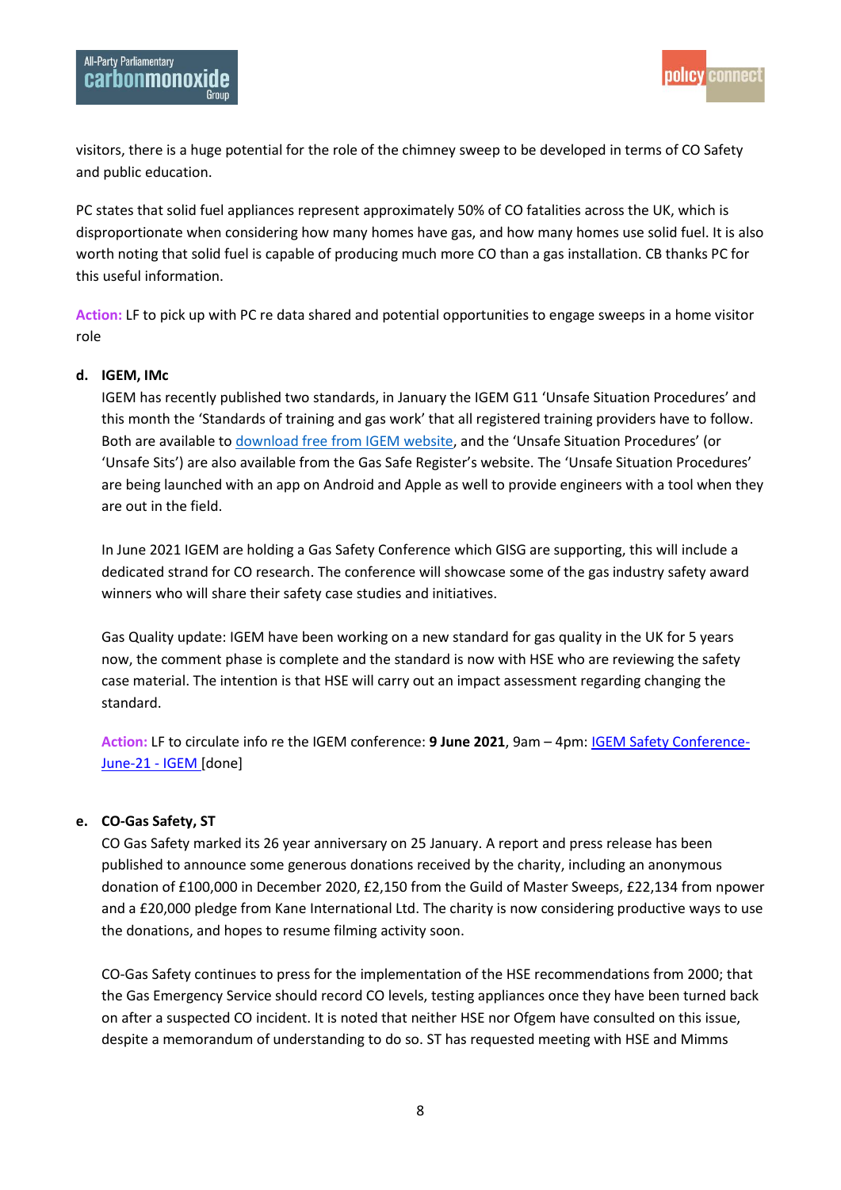visitors, there is a huge potential for the role of the chimney sweep to be developed in terms of CO Safety and public education.

PC states that solid fuel appliances represent approximately 50% of CO fatalities across the UK, which is disproportionate when considering how many homes have gas, and how many homes use solid fuel. It is also worth noting that solid fuel is capable of producing much more CO than a gas installation. CB thanks PC for this useful information.

**Action:** LF to pick up with PC re data shared and potential opportunities to engage sweeps in a home visitor role

**d. IGEM, IMc**

IGEM has recently published two standards, in January the IGEM G11 'Unsafe Situation Procedures' and this month the 'Standards of training and gas work' that all registered training providers have to follow. Both are available to [download free from IGEM website](), and the 'Unsafe Situation Procedures' (or 'Unsafe Sits') are also available from the Gas Safe Register's website. The 'Unsafe Situation Procedures' are being launched with an app on Android and Apple as well to provide engineers with a tool when they are out in the field.

In June 2021 IGEM are holding a Gas Safety Conference which GISG are supporting, this will include a dedicated strand for CO research. The conference will showcase some of the gas industry safety award winners who will share their safety case studies and initiatives.

Gas Quality update: IGEM have been working on a new standard for gas quality in the UK for 5 years now, the comment phase is complete and the standard is now with HSE who are reviewing the safety case material. The intention is that HSE will carry out an impact assessment regarding changing the standard.

**Action:** LF to circulate info re the IGEM conference: **9 June 2021**, 9am – 4pm: [IGEM Safety Conference-June-21 - IGEM]() [done]

**e. CO-Gas Safety, ST**

CO Gas Safety marked its 26 year anniversary on 25 January. A report and press release has been published to announce some generous donations received by the charity, including an anonymous donation of £100,000 in December 2020, £2,150 from the Guild of Master Sweeps, £22,134 from npower and a £20,000 pledge from Kane International Ltd. The charity is now considering productive ways to use the donations, and hopes to resume filming activity soon.

CO-Gas Safety continues to press for the implementation of the HSE recommendations from 2000; that the Gas Emergency Service should record CO levels, testing appliances once they have been turned back on after a suspected CO incident. It is noted that neither HSE nor Ofgem have consulted on this issue, despite a memorandum of understanding to do so. ST has requested meeting with HSE and Mimms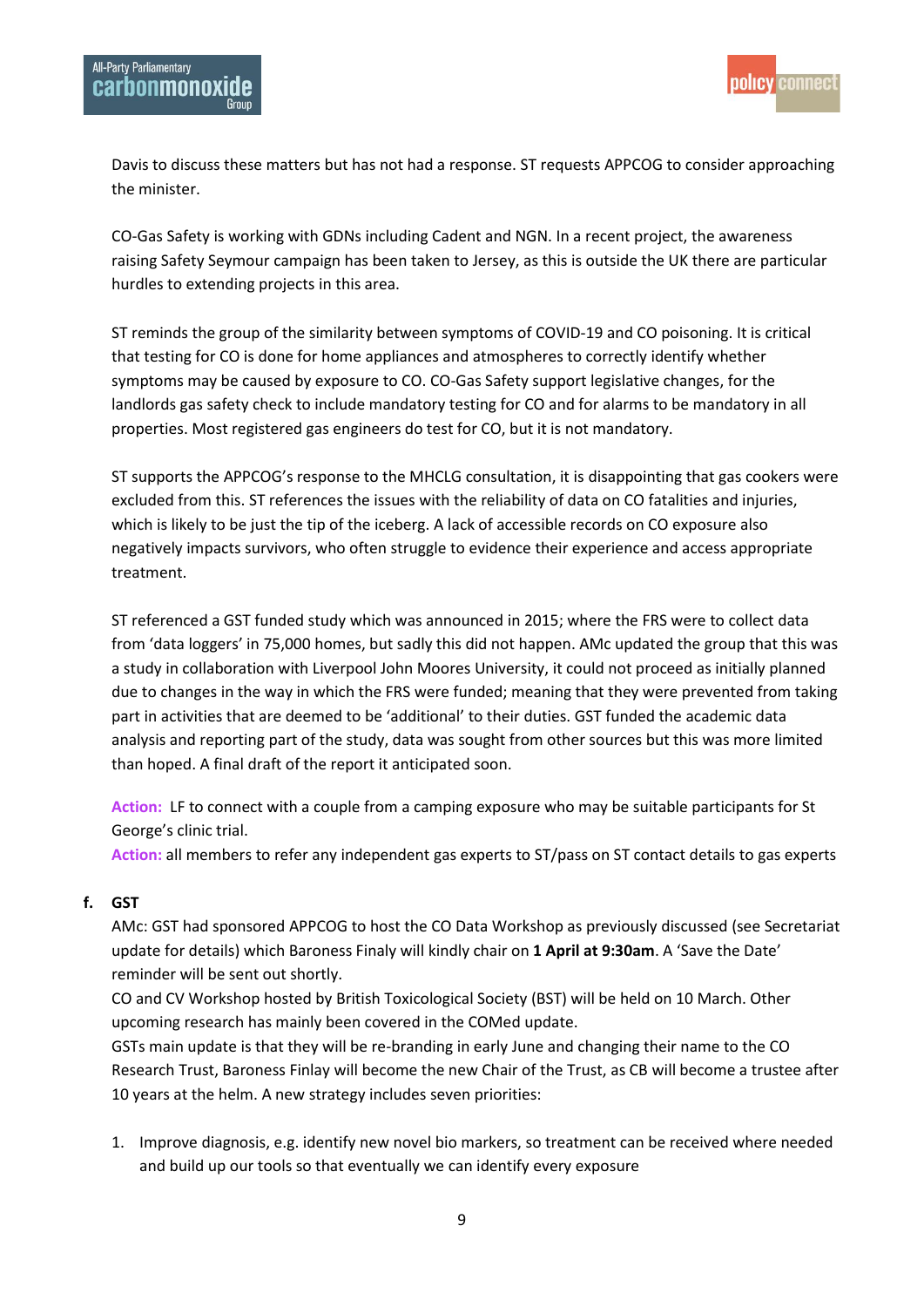Davis to discuss these matters but has not had a response. ST requests APPCOG to consider approaching the minister.

CO-Gas Safety is working with GDNs including Cadent and NGN. In a recent project, the awareness raising Safety Seymour campaign has been taken to Jersey, as this is outside the UK there are particular hurdles to extending projects in this area.

ST reminds the group of the similarity between symptoms of COVID-19 and CO poisoning. It is critical that testing for CO is done for home appliances and atmospheres to correctly identify whether symptoms may be caused by exposure to CO. CO-Gas Safety support legislative changes, for the landlords gas safety check to include mandatory testing for CO and for alarms to be mandatory in all properties. Most registered gas engineers do test for CO, but it is not mandatory.

ST supports the APPCOG's response to the MHCLG consultation, it is disappointing that gas cookers were excluded from this. ST references the issues with the reliability of data on CO fatalities and injuries, which is likely to be just the tip of the iceberg. A lack of accessible records on CO exposure also negatively impacts survivors, who often struggle to evidence their experience and access appropriate treatment.

ST referenced a GST funded study which was announced in 2015; where the FRS were to collect data from 'data loggers' in 75,000 homes, but sadly this did not happen. AMc updated the group that this was a study in collaboration with Liverpool John Moores University, it could not proceed as initially planned due to changes in the way in which the FRS were funded; meaning that they were prevented from taking part in activities that are deemed to be 'additional' to their duties. GST funded the academic data analysis and reporting part of the study, data was sought from other sources but this was more limited than hoped. A final draft of the report it anticipated soon.

**Action:** LF to connect with a couple from a camping exposure who may be suitable participants for St George's clinic trial.
**Action:** all members to refer any independent gas experts to ST/pass on ST contact details to gas experts

**f. GST**

AMc: GST had sponsored APPCOG to host the CO Data Workshop as previously discussed (see Secretariat update for details) which Baroness Finaly will kindly chair on **1 April at 9:30am**. A 'Save the Date' reminder will be sent out shortly.
CO and CV Workshop hosted by British Toxicological Society (BST) will be held on 10 March. Other upcoming research has mainly been covered in the COMed update.
GSTs main update is that they will be re-branding in early June and changing their name to the CO Research Trust, Baroness Finlay will become the new Chair of the Trust, as CB will become a trustee after 10 years at the helm. A new strategy includes seven priorities:

1. Improve diagnosis, e.g. identify new novel bio markers, so treatment can be received where needed and build up our tools so that eventually we can identify every exposure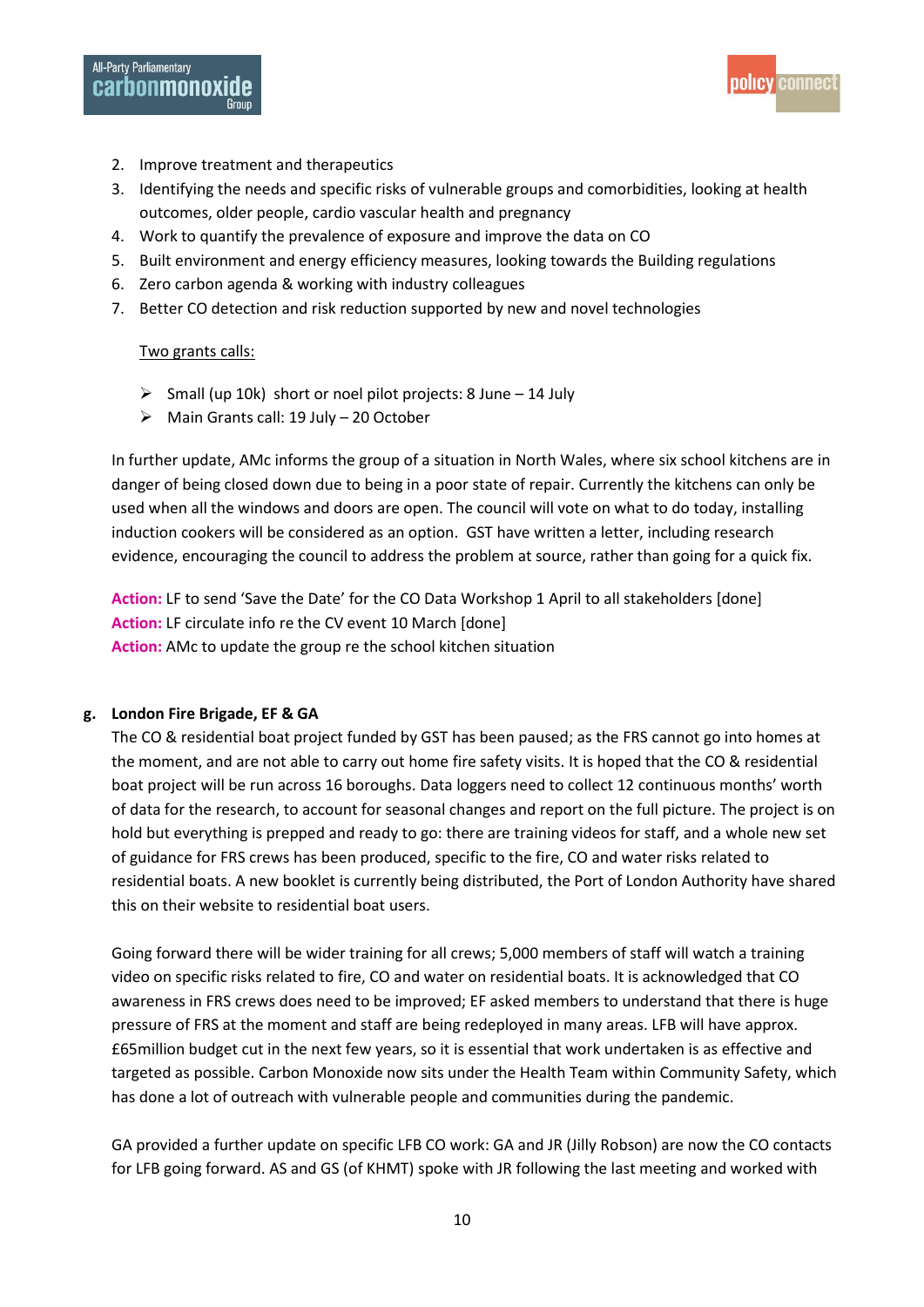2. Improve treatment and therapeutics
3. Identifying the needs and specific risks of vulnerable groups and comorbidities, looking at health outcomes, older people, cardio vascular health and pregnancy
4. Work to quantify the prevalence of exposure and improve the data on CO
5. Built environment and energy efficiency measures, looking towards the Building regulations
6. Zero carbon agenda & working with industry colleagues
7. Better CO detection and risk reduction supported by new and novel technologies

<u>Two grants calls:</u>

- Small (up 10k) short or noel pilot projects: 8 June – 14 July
- Main Grants call: 19 July – 20 October

In further update, AMc informs the group of a situation in North Wales, where six school kitchens are in danger of being closed down due to being in a poor state of repair. Currently the kitchens can only be used when all the windows and doors are open. The council will vote on what to do today, installing induction cookers will be considered as an option. GST have written a letter, including research evidence, encouraging the council to address the problem at source, rather than going for a quick fix.

**Action:** LF to send 'Save the Date' for the CO Data Workshop 1 April to all stakeholders [done]
**Action:** LF circulate info re the CV event 10 March [done]
**Action:** AMc to update the group re the school kitchen situation

**g. London Fire Brigade, EF & GA**

The CO & residential boat project funded by GST has been paused; as the FRS cannot go into homes at the moment, and are not able to carry out home fire safety visits. It is hoped that the CO & residential boat project will be run across 16 boroughs. Data loggers need to collect 12 continuous months' worth of data for the research, to account for seasonal changes and report on the full picture. The project is on hold but everything is prepped and ready to go: there are training videos for staff, and a whole new set of guidance for FRS crews has been produced, specific to the fire, CO and water risks related to residential boats. A new booklet is currently being distributed, the Port of London Authority have shared this on their website to residential boat users.

Going forward there will be wider training for all crews; 5,000 members of staff will watch a training video on specific risks related to fire, CO and water on residential boats. It is acknowledged that CO awareness in FRS crews does need to be improved; EF asked members to understand that there is huge pressure of FRS at the moment and staff are being redeployed in many areas. LFB will have approx. £65million budget cut in the next few years, so it is essential that work undertaken is as effective and targeted as possible. Carbon Monoxide now sits under the Health Team within Community Safety, which has done a lot of outreach with vulnerable people and communities during the pandemic.

GA provided a further update on specific LFB CO work: GA and JR (Jilly Robson) are now the CO contacts for LFB going forward. AS and GS (of KHMT) spoke with JR following the last meeting and worked with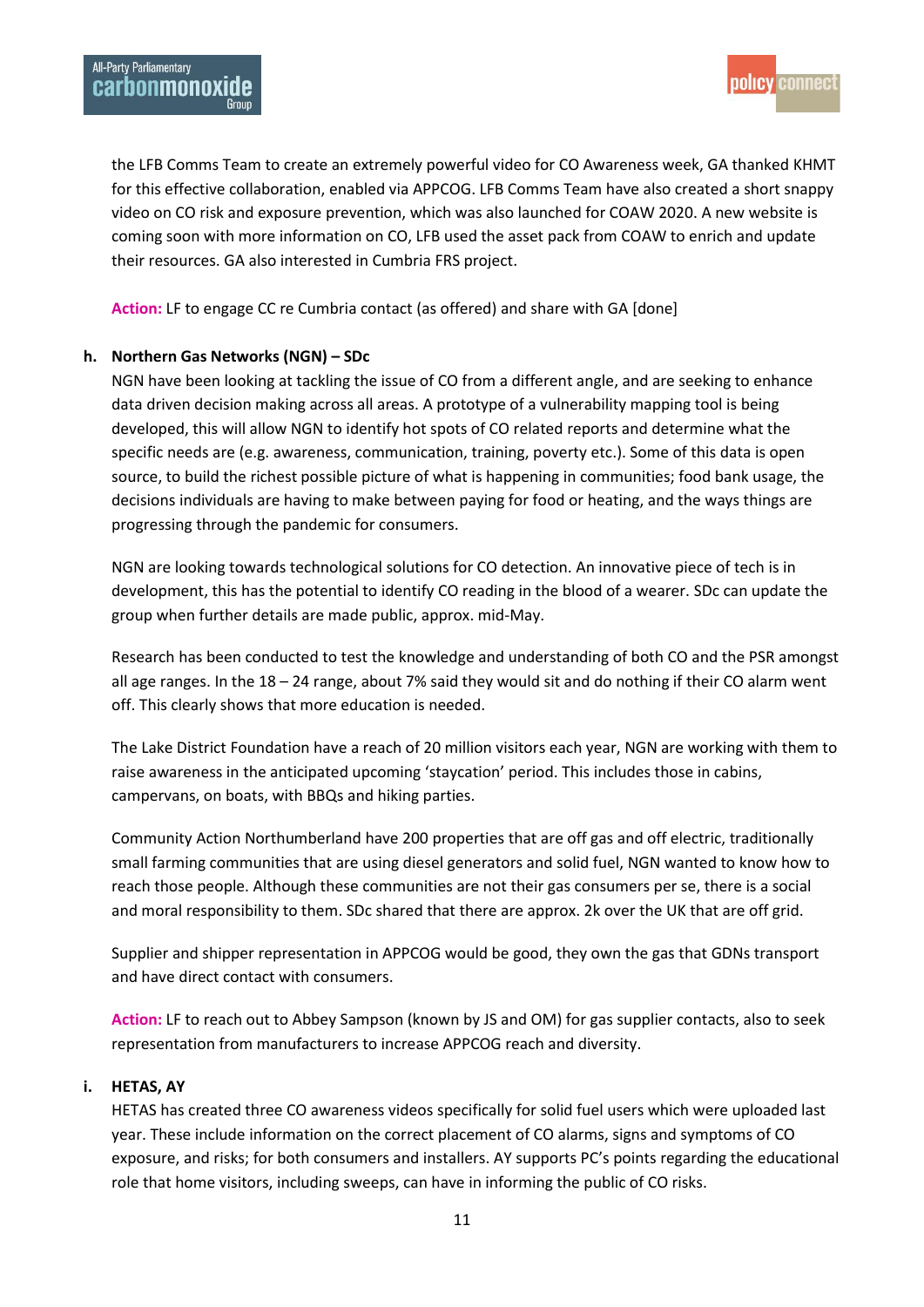the LFB Comms Team to create an extremely powerful video for CO Awareness week, GA thanked KHMT for this effective collaboration, enabled via APPCOG. LFB Comms Team have also created a short snappy video on CO risk and exposure prevention, which was also launched for COAW 2020. A new website is coming soon with more information on CO, LFB used the asset pack from COAW to enrich and update their resources. GA also interested in Cumbria FRS project.

**Action:** LF to engage CC re Cumbria contact (as offered) and share with GA [done]

**h. Northern Gas Networks (NGN) – SDc**

NGN have been looking at tackling the issue of CO from a different angle, and are seeking to enhance data driven decision making across all areas. A prototype of a vulnerability mapping tool is being developed, this will allow NGN to identify hot spots of CO related reports and determine what the specific needs are (e.g. awareness, communication, training, poverty etc.). Some of this data is open source, to build the richest possible picture of what is happening in communities; food bank usage, the decisions individuals are having to make between paying for food or heating, and the ways things are progressing through the pandemic for consumers.

NGN are looking towards technological solutions for CO detection. An innovative piece of tech is in development, this has the potential to identify CO reading in the blood of a wearer. SDc can update the group when further details are made public, approx. mid-May.

Research has been conducted to test the knowledge and understanding of both CO and the PSR amongst all age ranges. In the 18 – 24 range, about 7% said they would sit and do nothing if their CO alarm went off. This clearly shows that more education is needed.

The Lake District Foundation have a reach of 20 million visitors each year, NGN are working with them to raise awareness in the anticipated upcoming 'staycation' period. This includes those in cabins, campervans, on boats, with BBQs and hiking parties.

Community Action Northumberland have 200 properties that are off gas and off electric, traditionally small farming communities that are using diesel generators and solid fuel, NGN wanted to know how to reach those people. Although these communities are not their gas consumers per se, there is a social and moral responsibility to them. SDc shared that there are approx. 2k over the UK that are off grid.

Supplier and shipper representation in APPCOG would be good, they own the gas that GDNs transport and have direct contact with consumers.

**Action:** LF to reach out to Abbey Sampson (known by JS and OM) for gas supplier contacts, also to seek representation from manufacturers to increase APPCOG reach and diversity.

**i. HETAS, AY**

HETAS has created three CO awareness videos specifically for solid fuel users which were uploaded last year. These include information on the correct placement of CO alarms, signs and symptoms of CO exposure, and risks; for both consumers and installers. AY supports PC's points regarding the educational role that home visitors, including sweeps, can have in informing the public of CO risks.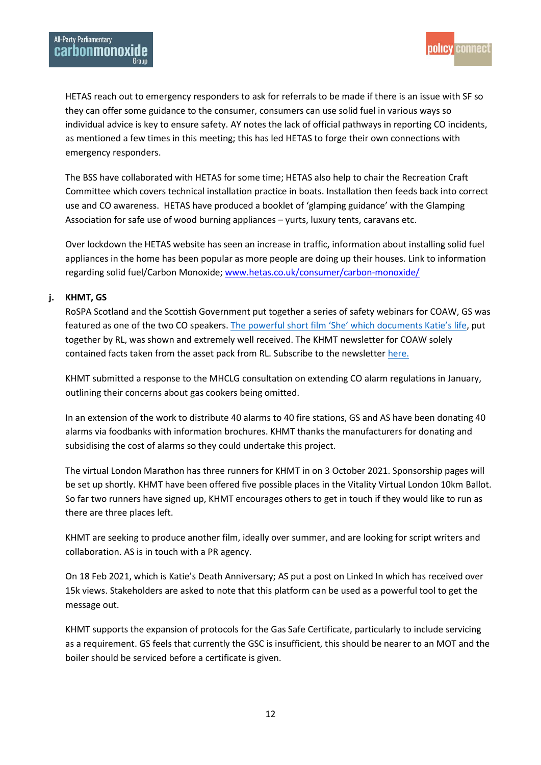HETAS reach out to emergency responders to ask for referrals to be made if there is an issue with SF so they can offer some guidance to the consumer, consumers can use solid fuel in various ways so individual advice is key to ensure safety. AY notes the lack of official pathways in reporting CO incidents, as mentioned a few times in this meeting; this has led HETAS to forge their own connections with emergency responders.

The BSS have collaborated with HETAS for some time; HETAS also help to chair the Recreation Craft Committee which covers technical installation practice in boats. Installation then feeds back into correct use and CO awareness. HETAS have produced a booklet of 'glamping guidance' with the Glamping Association for safe use of wood burning appliances – yurts, luxury tents, caravans etc.

Over lockdown the HETAS website has seen an increase in traffic, information about installing solid fuel appliances in the home has been popular as more people are doing up their houses. Link to information regarding solid fuel/Carbon Monoxide; www.hetas.co.uk/consumer/carbon-monoxide/

**j. KHMT, GS**

RoSPA Scotland and the Scottish Government put together a series of safety webinars for COAW, GS was featured as one of the two CO speakers. The powerful short film 'She' which documents Katie's life, put together by RL, was shown and extremely well received. The KHMT newsletter for COAW solely contained facts taken from the asset pack from RL. Subscribe to the newsletter here.

KHMT submitted a response to the MHCLG consultation on extending CO alarm regulations in January, outlining their concerns about gas cookers being omitted.

In an extension of the work to distribute 40 alarms to 40 fire stations, GS and AS have been donating 40 alarms via foodbanks with information brochures. KHMT thanks the manufacturers for donating and subsidising the cost of alarms so they could undertake this project.

The virtual London Marathon has three runners for KHMT in on 3 October 2021. Sponsorship pages will be set up shortly. KHMT have been offered five possible places in the Vitality Virtual London 10km Ballot. So far two runners have signed up, KHMT encourages others to get in touch if they would like to run as there are three places left.

KHMT are seeking to produce another film, ideally over summer, and are looking for script writers and collaboration. AS is in touch with a PR agency.

On 18 Feb 2021, which is Katie's Death Anniversary; AS put a post on Linked In which has received over 15k views. Stakeholders are asked to note that this platform can be used as a powerful tool to get the message out.

KHMT supports the expansion of protocols for the Gas Safe Certificate, particularly to include servicing as a requirement. GS feels that currently the GSC is insufficient, this should be nearer to an MOT and the boiler should be serviced before a certificate is given.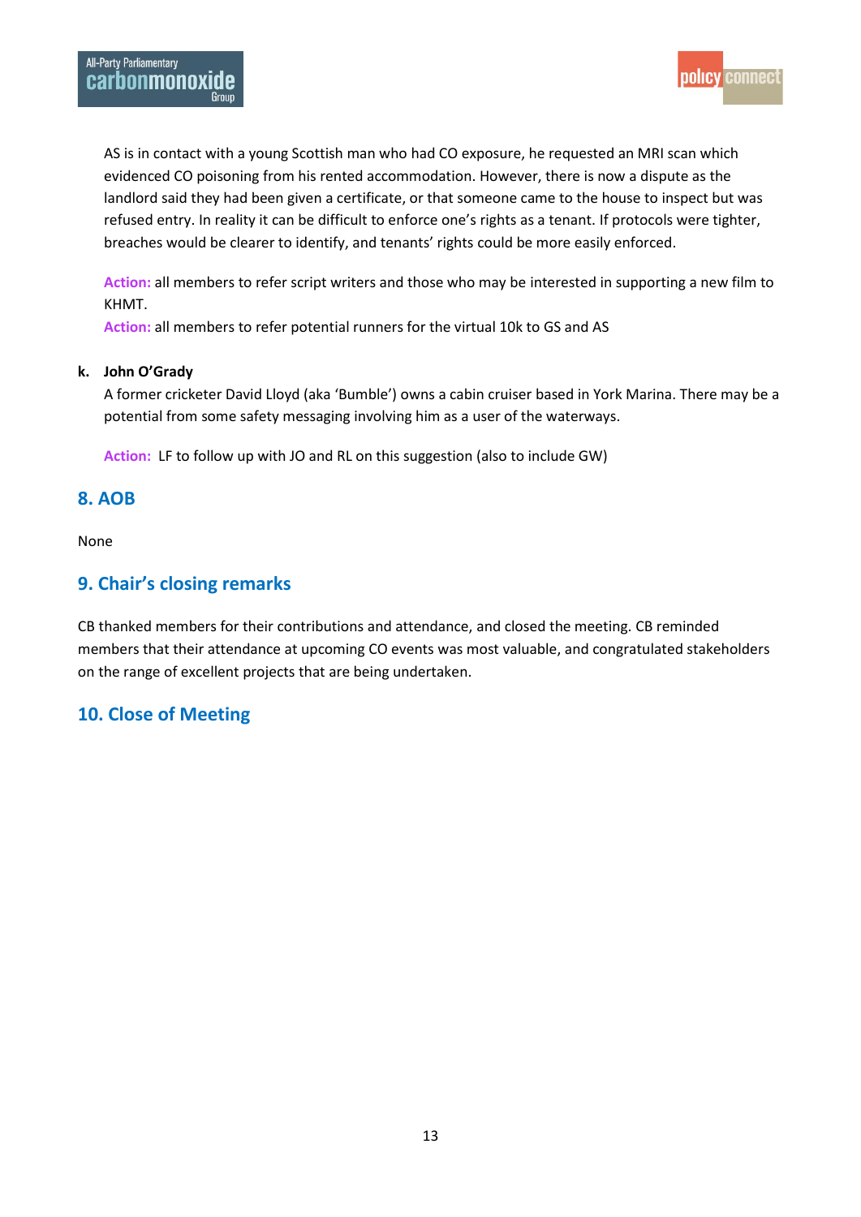AS is in contact with a young Scottish man who had CO exposure, he requested an MRI scan which evidenced CO poisoning from his rented accommodation. However, there is now a dispute as the landlord said they had been given a certificate, or that someone came to the house to inspect but was refused entry. In reality it can be difficult to enforce one's rights as a tenant. If protocols were tighter, breaches would be clearer to identify, and tenants' rights could be more easily enforced.

**Action:** all members to refer script writers and those who may be interested in supporting a new film to KHMT.

**Action:** all members to refer potential runners for the virtual 10k to GS and AS

**k. John O'Grady**

A former cricketer David Lloyd (aka 'Bumble') owns a cabin cruiser based in York Marina. There may be a potential from some safety messaging involving him as a user of the waterways.

**Action:** LF to follow up with JO and RL on this suggestion (also to include GW)

## 8. AOB

None

## 9. Chair's closing remarks

CB thanked members for their contributions and attendance, and closed the meeting. CB reminded members that their attendance at upcoming CO events was most valuable, and congratulated stakeholders on the range of excellent projects that are being undertaken.

## 10. Close of Meeting